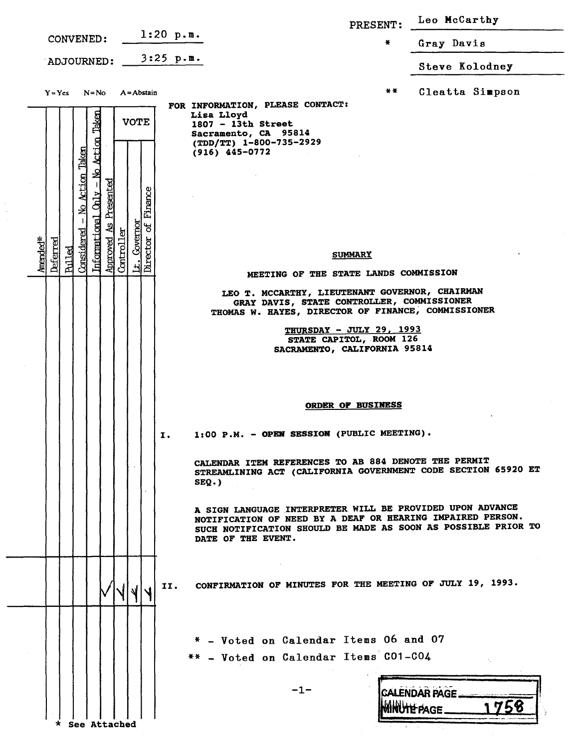CONVENED: 1:20 p.m.

ADJOURNED: 3:25 p.m.

PRESENT: Leo McCarthy

\* Gray Davis

Steve Kolodney

\*\* Cleatta Simpson

Y=Yes N=No A=Abstain

FOR INFORMATION, PLEASE CONTACT:
Lisa Lloyd
1807 - 13th Street
Sacramento, CA 95814
(TDD/TT) 1-800-735-2929
(916) 445-0772

## SUMMARY

### MEETING OF THE STATE LANDS COMMISSION

LEO T. MCCARTHY, LIEUTENANT GOVERNOR, CHAIRMAN
GRAY DAVIS, STATE CONTROLLER, COMMISSIONER
THOMAS W. HAYES, DIRECTOR OF FINANCE, COMMISSIONER

THURSDAY - JULY 29, 1993
STATE CAPITOL, ROOM 126
SACRAMENTO, CALIFORNIA 95814

## ORDER OF BUSINESS

| Amended* | Deferred | Pulled | Considered - No Action Taken | Informational Only - No Action Taken | Approved As Presented | VOTE: Controller | VOTE: Lt. Governor | VOTE: Director of Finance | Item |
|---|---|---|---|---|---|---|---|---|---|
| | | | | | | | | | I. 1:00 P.M. - OPEN SESSION (PUBLIC MEETING). CALENDAR ITEM REFERENCES TO AB 884 DENOTE THE PERMIT STREAMLINING ACT (CALIFORNIA GOVERNMENT CODE SECTION 65920 ET SEQ.) A SIGN LANGUAGE INTERPRETER WILL BE PROVIDED UPON ADVANCE NOTIFICATION OF NEED BY A DEAF OR HEARING IMPAIRED PERSON. SUCH NOTIFICATION SHOULD BE MADE AS SOON AS POSSIBLE PRIOR TO DATE OF THE EVENT. |
| | | | | | ✓ | Y | Y | Y | II. CONFIRMATION OF MINUTES FOR THE MEETING OF JULY 19, 1993. |

\* - Voted on Calendar Items 06 and 07

\*\* - Voted on Calendar Items C01-C04

\* See Attached

CALENDAR PAGE
MINUTE PAGE 1758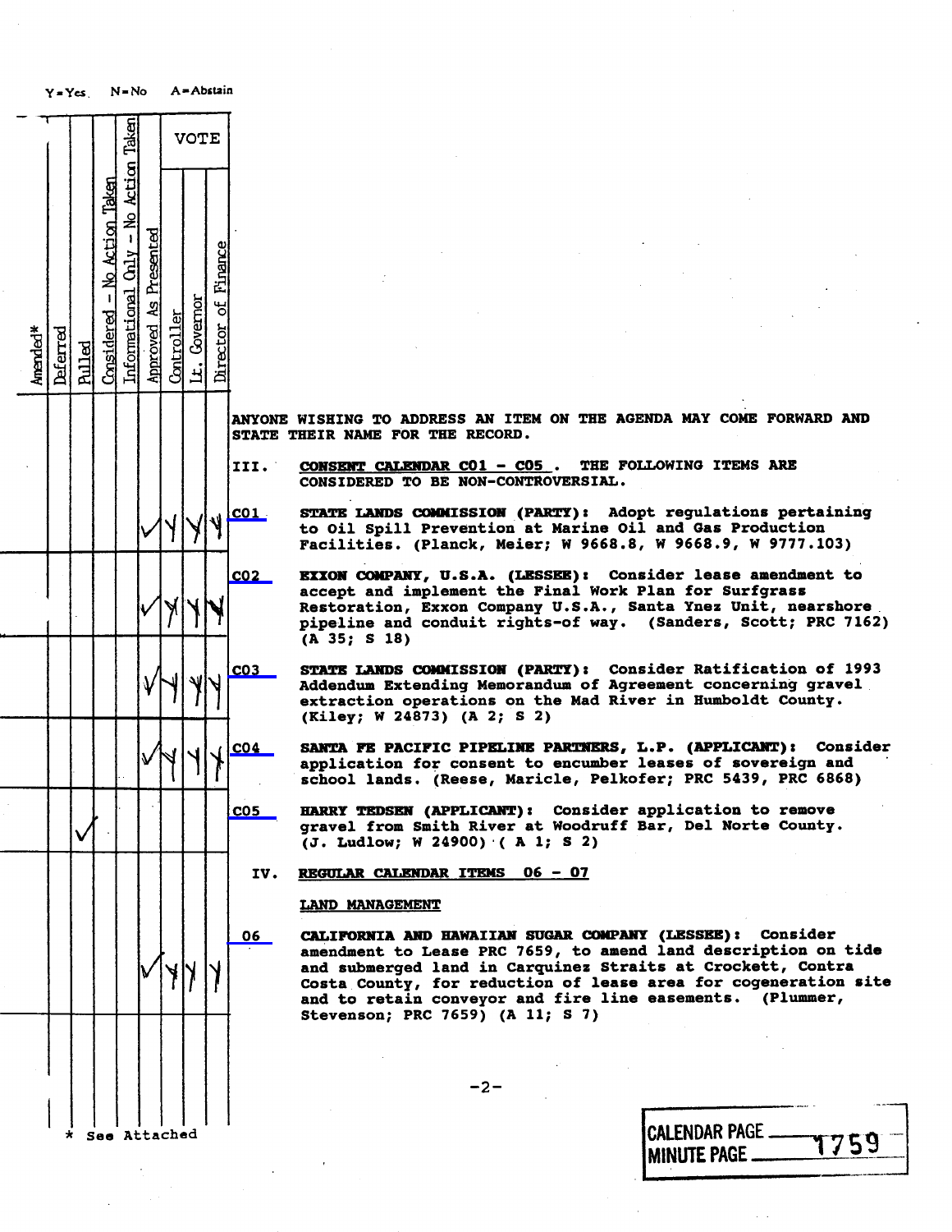Y=Yes N=No A=Abstain

| Amended* | Deferred | Pulled | Considered - No Action Taken | Informational Only - No Action Taken | Approved As Presented | VOTE: Controller | VOTE: Lt. Governor | VOTE: Director of Finance | Item |
|---|---|---|---|---|---|---|---|---|---|
| | | | | | | | | | ANYONE WISHING TO ADDRESS AN ITEM ON THE AGENDA MAY COME FORWARD AND STATE THEIR NAME FOR THE RECORD. |
| | | | | | | | | | **III. CONSENT CALENDAR C01 - C05. THE FOLLOWING ITEMS ARE CONSIDERED TO BE NON-CONTROVERSIAL.** |
| | | | | | ✓ | Y | Y | Y | **C01** STATE LANDS COMMISSION (PARTY): Adopt regulations pertaining to Oil Spill Prevention at Marine Oil and Gas Production Facilities. (Planck, Meier; W 9668.8, W 9668.9, W 9777.103) |
| | | | | | ✓ | Y | Y | Y | **C02** EXXON COMPANY, U.S.A. (LESSEE): Consider lease amendment to accept and implement the Final Work Plan for Surfgrass Restoration, Exxon Company U.S.A., Santa Ynez Unit, nearshore pipeline and conduit rights-of way. (Sanders, Scott; PRC 7162) (A 35; S 18) |
| | | | | | ✓ | Y | Y | Y | **C03** STATE LANDS COMMISSION (PARTY): Consider Ratification of 1993 Addendum Extending Memorandum of Agreement concerning gravel extraction operations on the Mad River in Humboldt County. (Kiley; W 24873) (A 2; S 2) |
| | | | | | ✓ | Y | Y | Y | **C04** SANTA FE PACIFIC PIPELINE PARTNERS, L.P. (APPLICANT): Consider application for consent to encumber leases of sovereign and school lands. (Reese, Maricle, Pelkofer; PRC 5439, PRC 6868) |
| | | ✓ | | | | | | | **C05** HARRY TEDSEN (APPLICANT): Consider application to remove gravel from Smith River at Woodruff Bar, Del Norte County. (J. Ludlow; W 24900) (A 1; S 2) |
| | | | | | | | | | **IV. REGULAR CALENDAR ITEMS 06 - 07** |
| | | | | | | | | | **LAND MANAGEMENT** |
| | | | | | ✓ | Y | Y | Y | **06** CALIFORNIA AND HAWAIIAN SUGAR COMPANY (LESSEE): Consider amendment to Lease PRC 7659, to amend land description on tide and submerged land in Carquinez Straits at Crockett, Contra Costa County, for reduction of lease area for cogeneration site and to retain conveyor and fire line easements. (Plummer, Stevenson; PRC 7659) (A 11; S 7) |

\* See Attached

CALENDAR PAGE
MINUTE PAGE 1759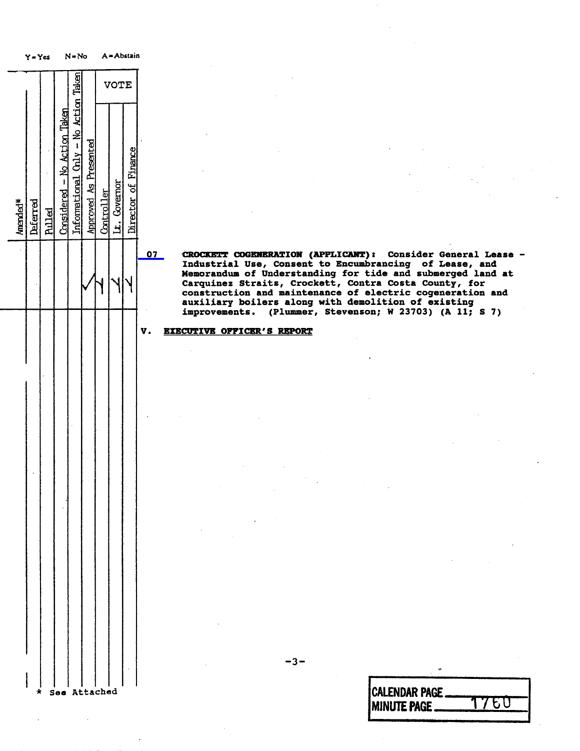Y = Yes N = No A = Abstain

| Amended* | Deferred | Pulled | Considered - No Action Taken | Informational Only - No Action Taken | Approved As Presented | VOTE: Controller | VOTE: Lt. Governor | VOTE: Director of Finance | Item |
|---|---|---|---|---|---|---|---|---|---|
| | | | | | ✓ | Y | Y | Y | **07** **CROCKETT COGENERATION (APPLICANT):** Consider General Lease - Industrial Use, Consent to Encumbrancing of Lease, and Memorandum of Understanding for tide and submerged land at Carquinez Straits, Crockett, Contra Costa County, for construction and maintenance of electric cogeneration and auxiliary boilers along with demolition of existing improvements. (Plummer, Stevenson; W 23703) (A 11; S 7) |

**V. EXECUTIVE OFFICER'S REPORT**

\* See Attached

CALENDAR PAGE
MINUTE PAGE 1760